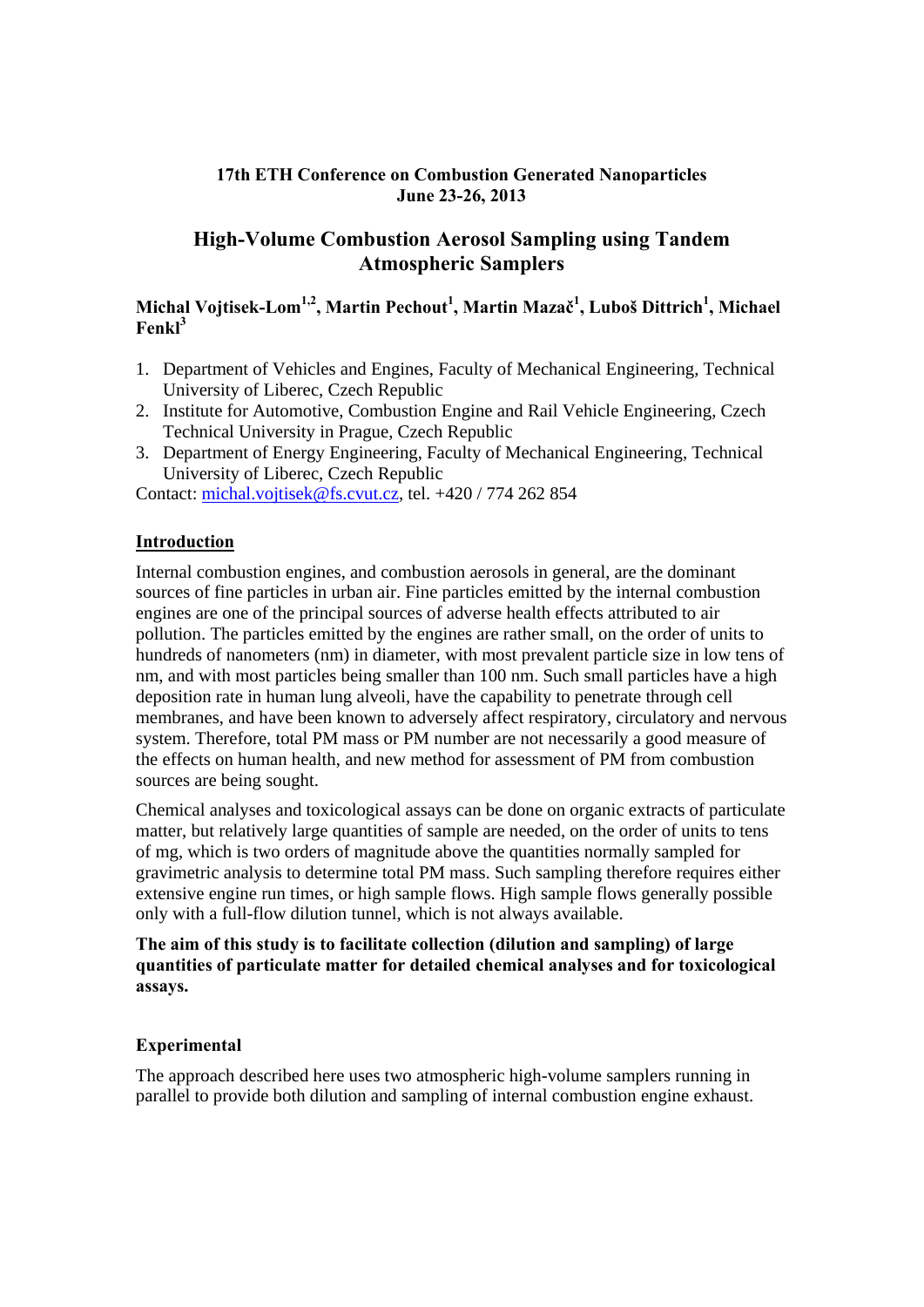**17th ETH Conference on Combustion Generated Nanoparticles**
**June 23-26, 2013**

# High-Volume Combustion Aerosol Sampling using Tandem Atmospheric Samplers

**Michal Vojtisek-Lom[1,2], Martin Pechout[1], Martin Mazač[1], Luboš Dittrich[1], Michael Fenkl[3]**

1. Department of Vehicles and Engines, Faculty of Mechanical Engineering, Technical University of Liberec, Czech Republic
2. Institute for Automotive, Combustion Engine and Rail Vehicle Engineering, Czech Technical University in Prague, Czech Republic
3. Department of Energy Engineering, Faculty of Mechanical Engineering, Technical University of Liberec, Czech Republic

Contact: michal.vojtisek@fs.cvut.cz, tel. +420 / 774 262 854

## Introduction

Internal combustion engines, and combustion aerosols in general, are the dominant sources of fine particles in urban air. Fine particles emitted by the internal combustion engines are one of the principal sources of adverse health effects attributed to air pollution. The particles emitted by the engines are rather small, on the order of units to hundreds of nanometers (nm) in diameter, with most prevalent particle size in low tens of nm, and with most particles being smaller than 100 nm. Such small particles have a high deposition rate in human lung alveoli, have the capability to penetrate through cell membranes, and have been known to adversely affect respiratory, circulatory and nervous system. Therefore, total PM mass or PM number are not necessarily a good measure of the effects on human health, and new method for assessment of PM from combustion sources are being sought.

Chemical analyses and toxicological assays can be done on organic extracts of particulate matter, but relatively large quantities of sample are needed, on the order of units to tens of mg, which is two orders of magnitude above the quantities normally sampled for gravimetric analysis to determine total PM mass. Such sampling therefore requires either extensive engine run times, or high sample flows. High sample flows generally possible only with a full-flow dilution tunnel, which is not always available.

**The aim of this study is to facilitate collection (dilution and sampling) of large quantities of particulate matter for detailed chemical analyses and for toxicological assays.**

### Experimental

The approach described here uses two atmospheric high-volume samplers running in parallel to provide both dilution and sampling of internal combustion engine exhaust.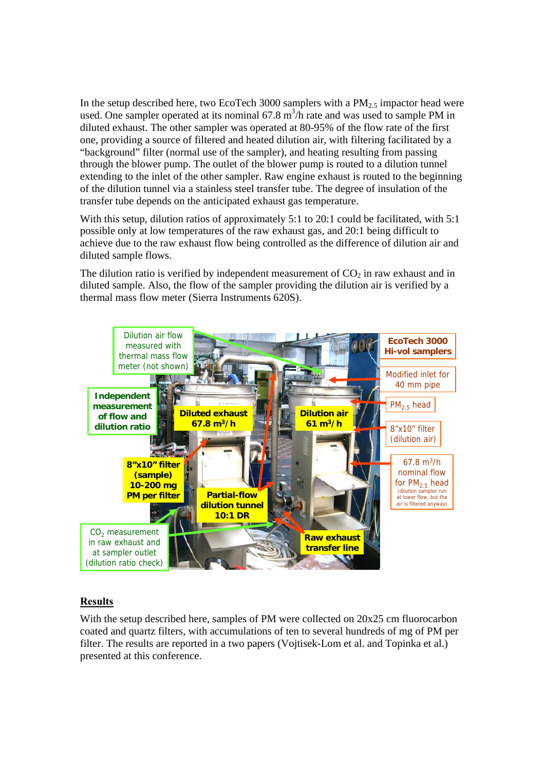In the setup described here, two EcoTech 3000 samplers with a $PM_{2.5}$ impactor head were used. One sampler operated at its nominal 67.8 $m^3$/h rate and was used to sample PM in diluted exhaust. The other sampler was operated at 80-95% of the flow rate of the first one, providing a source of filtered and heated dilution air, with filtering facilitated by a "background" filter (normal use of the sampler), and heating resulting from passing through the blower pump. The outlet of the blower pump is routed to a dilution tunnel extending to the inlet of the other sampler. Raw engine exhaust is routed to the beginning of the dilution tunnel via a stainless steel transfer tube. The degree of insulation of the transfer tube depends on the anticipated exhaust gas temperature.

With this setup, dilution ratios of approximately 5:1 to 20:1 could be facilitated, with 5:1 possible only at low temperatures of the raw exhaust gas, and 20:1 being difficult to achieve due to the raw exhaust flow being controlled as the difference of dilution air and diluted sample flows.

The dilution ratio is verified by independent measurement of $CO_2$ in raw exhaust and in diluted sample. Also, the flow of the sampler providing the dilution air is verified by a thermal mass flow meter (Sierra Instruments 620S).

Dilution air flow measured with thermal mass flow meter (not shown)

Independent measurement of flow and dilution ratio

Diluted exhaust 67.8 $m^3$/h

Dilution air 61 $m^3$/h

EcoTech 3000 Hi-vol samplers

Modified inlet for 40 mm pipe

$PM_{2.5}$ head

8"x10" filter (dilution air)

8"x10" filter (sample) 10-200 mg PM per filter

Partial-flow dilution tunnel 10:1 DR

67.8 $m^3$/h nominal flow for $PM_{2.5}$ head (dilution sampler run at lower flow, but the air is filtered anyway)

$CO_2$ measurement in raw exhaust and at sampler outlet (dilution ratio check)

Raw exhaust transfer line

## Results

With the setup described here, samples of PM were collected on 20x25 cm fluorocarbon coated and quartz filters, with accumulations of ten to several hundreds of mg of PM per filter. The results are reported in a two papers (Vojtisek-Lom et al. and Topinka et al.) presented at this conference.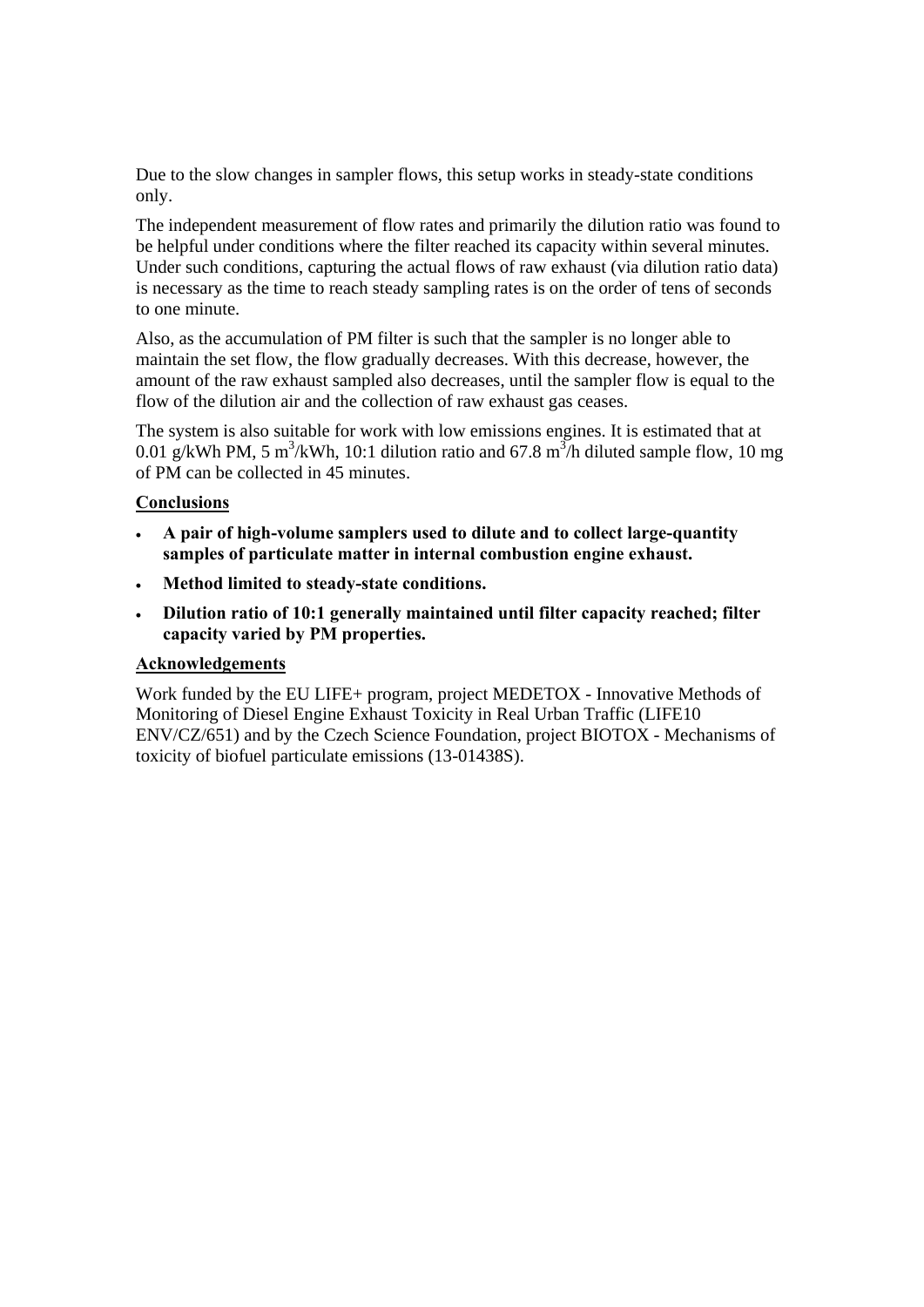Due to the slow changes in sampler flows, this setup works in steady-state conditions only.

The independent measurement of flow rates and primarily the dilution ratio was found to be helpful under conditions where the filter reached its capacity within several minutes. Under such conditions, capturing the actual flows of raw exhaust (via dilution ratio data) is necessary as the time to reach steady sampling rates is on the order of tens of seconds to one minute.

Also, as the accumulation of PM filter is such that the sampler is no longer able to maintain the set flow, the flow gradually decreases. With this decrease, however, the amount of the raw exhaust sampled also decreases, until the sampler flow is equal to the flow of the dilution air and the collection of raw exhaust gas ceases.

The system is also suitable for work with low emissions engines. It is estimated that at 0.01 g/kWh PM, 5 $m^3$/kWh, 10:1 dilution ratio and 67.8 $m^3$/h diluted sample flow, 10 mg of PM can be collected in 45 minutes.

## Conclusions

- **A pair of high-volume samplers used to dilute and to collect large-quantity samples of particulate matter in internal combustion engine exhaust.**
- **Method limited to steady-state conditions.**
- **Dilution ratio of 10:1 generally maintained until filter capacity reached; filter capacity varied by PM properties.**

## Acknowledgements

Work funded by the EU LIFE+ program, project MEDETOX - Innovative Methods of Monitoring of Diesel Engine Exhaust Toxicity in Real Urban Traffic (LIFE10 ENV/CZ/651) and by the Czech Science Foundation, project BIOTOX - Mechanisms of toxicity of biofuel particulate emissions (13-01438S).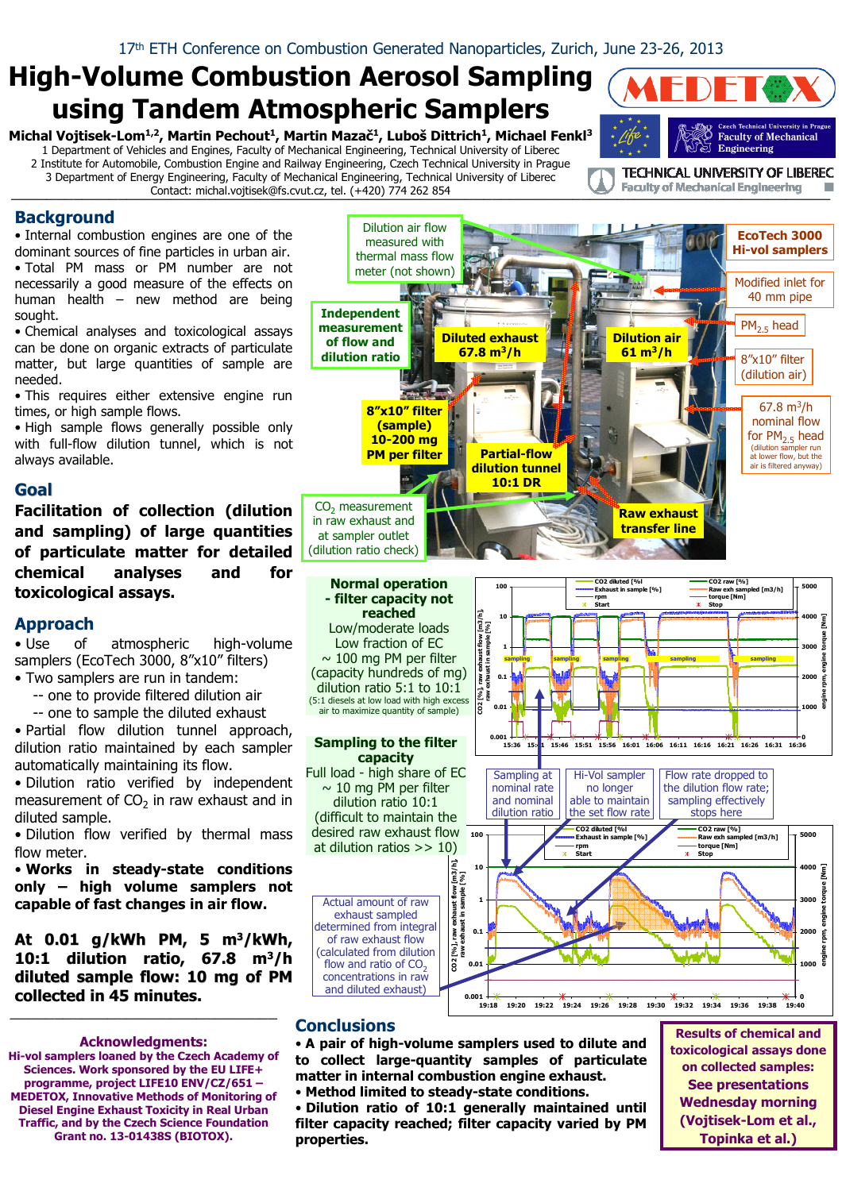17th ETH Conference on Combustion Generated Nanoparticles, Zurich, June 23-26, 2013

# High-Volume Combustion Aerosol Sampling using Tandem Atmospheric Samplers

**Michal Vojtisek-Lom[1,2], Martin Pechout[1], Martin Mazač[1], Luboš Dittrich[1], Michael Fenkl[3]**

1 Department of Vehicles and Engines, Faculty of Mechanical Engineering, Technical University of Liberec
2 Institute for Automobile, Combustion Engine and Railway Engineering, Czech Technical University in Prague
3 Department of Energy Engineering, Faculty of Mechanical Engineering, Technical University of Liberec
Contact: michal.vojtisek@fs.cvut.cz, tel. (+420) 774 262 854

MEDETOX

Czech Technical University in Prague Faculty of Mechanical Engineering

TECHNICAL UNIVERSITY OF LIBEREC Faculty of Mechanical Engineering

## Background

- Internal combustion engines are one of the dominant sources of fine particles in urban air.
- Total PM mass or PM number are not necessarily a good measure of the effects on human health – new method are being sought.
- Chemical analyses and toxicological assays can be done on organic extracts of particulate matter, but large quantities of sample are needed.
- This requires either extensive engine run times, or high sample flows.
- High sample flows generally possible only with full-flow dilution tunnel, which is not always available.

## Goal

**Facilitation of collection (dilution and sampling) of large quantities of particulate matter for detailed chemical analyses and for toxicological assays.**

## Approach

- Use of atmospheric high-volume samplers (EcoTech 3000, 8"x10" filters)
- Two samplers are run in tandem:
  - -- one to provide filtered dilution air
  - -- one to sample the diluted exhaust
- Partial flow dilution tunnel approach, dilution ratio maintained by each sampler automatically maintaining its flow.
- Dilution ratio verified by independent measurement of $CO_2$ in raw exhaust and in diluted sample.
- Dilution flow verified by thermal mass flow meter.
- **Works in steady-state conditions only – high volume samplers not capable of fast changes in air flow.**

**At 0.01 g/kWh PM, 5 m³/kWh, 10:1 dilution ratio, 67.8 m³/h diluted sample flow: 10 mg of PM collected in 45 minutes.**

Dilution air flow measured with thermal mass flow meter (not shown)

Independent measurement of flow and dilution ratio

Diluted exhaust 67.8 m³/h

Dilution air 61 m³/h

8"x10" filter (sample) 10-200 mg PM per filter

Partial-flow dilution tunnel 10:1 DR

$CO_2$ measurement in raw exhaust and at sampler outlet (dilution ratio check)

Raw exhaust transfer line

EcoTech 3000 Hi-vol samplers

Modified inlet for 40 mm pipe

$PM_{2.5}$ head

8"x10" filter (dilution air)

67.8 m³/h nominal flow for $PM_{2.5}$ head (dilution sampler run at lower flow, but the air is filtered anyway)

**Normal operation - filter capacity not reached**
Low/moderate loads
Low fraction of EC
~ 100 mg PM per filter (capacity hundreds of mg)
dilution ratio 5:1 to 10:1
(5:1 diesels at low load with high excess air to maximize quantity of sample)

CO2 diluted [%]
Exhaust in sample [%]
rpm
Start
CO2 raw [%]
Raw exh sampled [m3/h]
torque [Nm]
Stop
CO2 [%], raw exhaust flow [m3/h], raw exhaust in sample [%]
engine rpm, engine torque [Nm]
sampling
15:36 15:41 15:46 15:51 15:56 16:01 16:06 16:11 16:16 16:21 16:26 16:31 16:36

**Sampling to the filter capacity**
Full load - high share of EC
~ 10 mg PM per filter
dilution ratio 10:1
(difficult to maintain the desired raw exhaust flow at dilution ratios >> 10)

Sampling at nominal rate and nominal dilution ratio

Hi-Vol sampler no longer able to maintain the set flow rate

Flow rate dropped to the dilution flow rate; sampling effectively stops here

Actual amount of raw exhaust sampled determined from integral of raw exhaust flow (calculated from dilution flow and ratio of $CO_2$ concentrations in raw and diluted exhaust)

CO2 diluted [%]
Exhaust in sample [%]
rpm
Start
CO2 raw [%]
Raw exh sampled [m3/h]
torque [Nm]
Stop
19:18 19:20 19:22 19:24 19:26 19:28 19:30 19:32 19:34 19:36 19:38 19:40

## Conclusions

- **A pair of high-volume samplers used to dilute and to collect large-quantity samples of particulate matter in internal combustion engine exhaust.**
- **Method limited to steady-state conditions.**
- **Dilution ratio of 10:1 generally maintained until filter capacity reached; filter capacity varied by PM properties.**

**Results of chemical and toxicological assays done on collected samples: See presentations Wednesday morning (Vojtisek-Lom et al., Topinka et al.)**

### Acknowledgments:

**Hi-vol samplers loaned by the Czech Academy of Sciences. Work sponsored by the EU LIFE+ programme, project LIFE10 ENV/CZ/651 – MEDETOX, Innovative Methods of Monitoring of Diesel Engine Exhaust Toxicity in Real Urban Traffic, and by the Czech Science Foundation Grant no. 13-01438S (BIOTOX).**